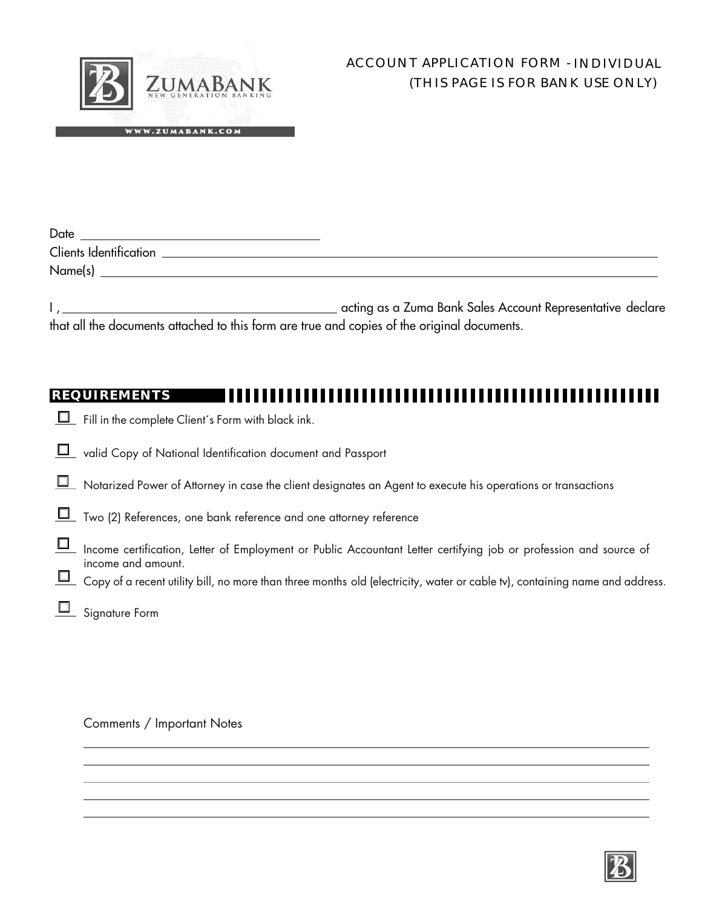ZUMABANK
NEW GENERATION BANKING

WWW.ZUMABANK.COM

# ACCOUNT APPLICATION FORM - INDIVIDUAL
## (THIS PAGE IS FOR BANK USE ONLY)

Date ____________________________________

Clients Identification ____________________________________

Name(s) ____________________________________

I , ____________________________________ acting as a Zuma Bank Sales Account Representative declare that all the documents attached to this form are true and copies of the original documents.

## REQUIREMENTS

- ☐ Fill in the complete Client´s Form with black ink.
- ☐ valid Copy of National Identification document and Passport
- ☐ Notarized Power of Attorney in case the client designates an Agent to execute his operations or transactions
- ☐ Two (2) References, one bank reference and one attorney reference
- ☐ Income certification, Letter of Employment or Public Accountant Letter certifying job or profession and source of income and amount.
- ☐ Copy of a recent utility bill, no more than three months old (electricity, water or cable tv), containing name and address.
- ☐ Signature Form

Comments / Important Notes

____________________________________

____________________________________

____________________________________

____________________________________

____________________________________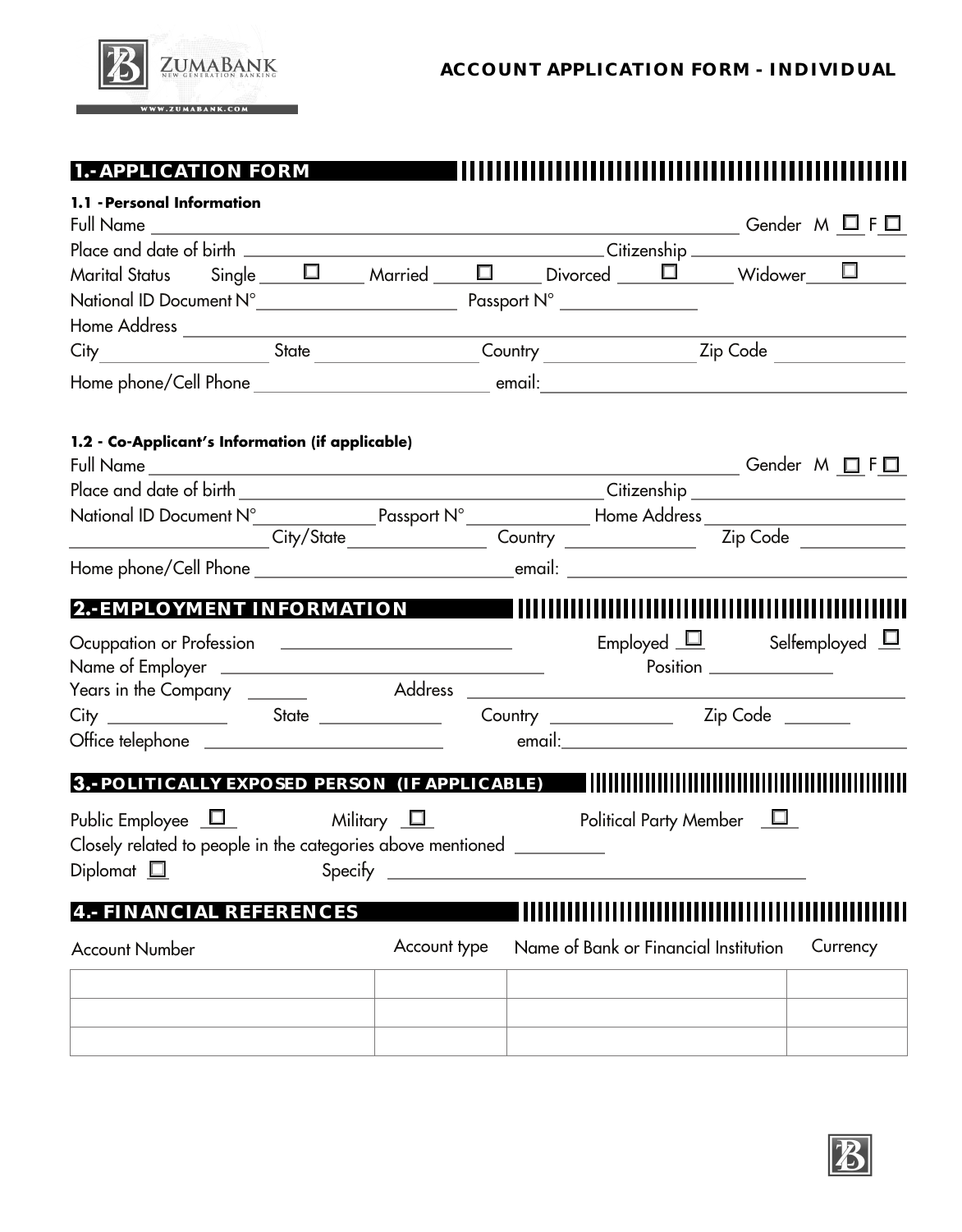**ZUMABANK**
NEW GENERATION BANKING
WWW.ZUMABANK.COM

# ACCOUNT APPLICATION FORM - INDIVIDUAL

## 1.- APPLICATION FORM

### 1.1 - Personal Information

Full Name ______________________________ Gender M ☐ F ☐

Place and date of birth ______________________________ Citizenship ______________

Marital Status Single ☐ Married ☐ Divorced ☐ Widower ☐

National ID Document N° ______________ Passport N° ______________

Home Address ______________________________

City ______________ State ______________ Country ______________ Zip Code ______________

Home phone/Cell Phone ______________ email: ______________

### 1.2 - Co-Applicant's Information (if applicable)

Full Name ______________________________ Gender M ☐ F ☐

Place and date of birth ______________________________ Citizenship ______________

National ID Document N° ______________ Passport N° ______________ Home Address ______________

______________ City/State ______________ Country ______________ Zip Code ______________

Home phone/Cell Phone ______________ email: ______________

## 2.- EMPLOYMENT INFORMATION

Ocuppation or Profession ______________ Employed ☐ Selfemployed ☐

Name of Employer ______________ Position ______________

Years in the Company ______ Address ______________

City ______________ State ______________ Country ______________ Zip Code ______

Office telephone ______________ email: ______________

## 3.- POLITICALLY EXPOSED PERSON (IF APPLICABLE)

Public Employee ☐ Military ☐ Political Party Member ☐

Closely related to people in the categories above mentioned __________

Diplomat ☐ Specify ______________________________

## 4.- FINANCIAL REFERENCES

| Account Number | Account type | Name of Bank or Financial Institution | Currency |
|---|---|---|---|
| | | | |
| | | | |
| | | | |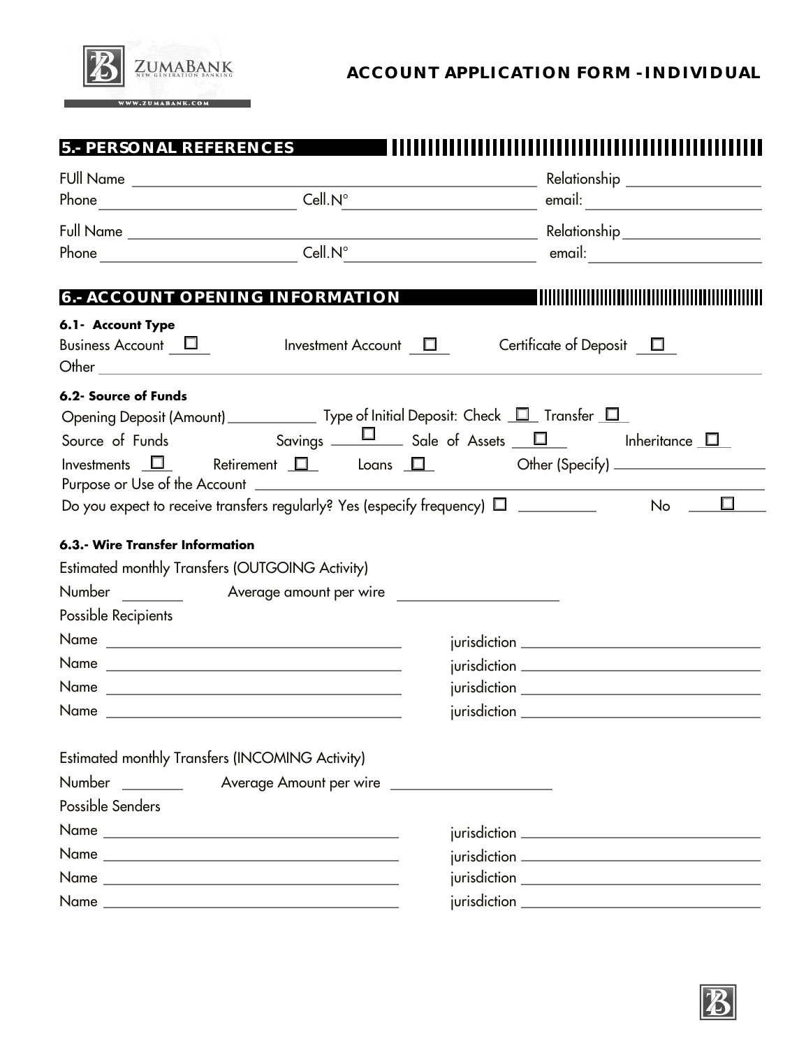# ACCOUNT APPLICATION FORM - INDIVIDUAL

## 5.- PERSONAL REFERENCES

FUll Name ______________________ Relationship ______________
Phone ______________ Cell.N° ______________ email: ______________

Full Name ______________________ Relationship ______________
Phone ______________ Cell.N° ______________ email: ______________

## 6.- ACCOUNT OPENING INFORMATION

### 6.1- Account Type

Business Account ☐ Investment Account ☐ Certificate of Deposit ☐
Other ______________________

### 6.2- Source of Funds

Opening Deposit (Amount) __________ Type of Initial Deposit: Check ☐ Transfer ☐
Source of Funds Savings ☐ Sale of Assets ☐ Inheritance ☐
Investments ☐ Retirement ☐ Loans ☐ Other (Specify) ______________
Purpose or Use of the Account ______________________
Do you expect to receive transfers regularly? Yes (especify frequency) ☐ __________ No ☐

### 6.3.- Wire Transfer Information

Estimated monthly Transfers (OUTGOING Activity)

Number ________ Average amount per wire ______________

Possible Recipients

Name ______________________ jurisdiction ______________________
Name ______________________ jurisdiction ______________________
Name ______________________ jurisdiction ______________________
Name ______________________ jurisdiction ______________________

Estimated monthly Transfers (INCOMING Activity)

Number ________ Average Amount per wire ______________

Possible Senders

Name ______________________ jurisdiction ______________________
Name ______________________ jurisdiction ______________________
Name ______________________ jurisdiction ______________________
Name ______________________ jurisdiction ______________________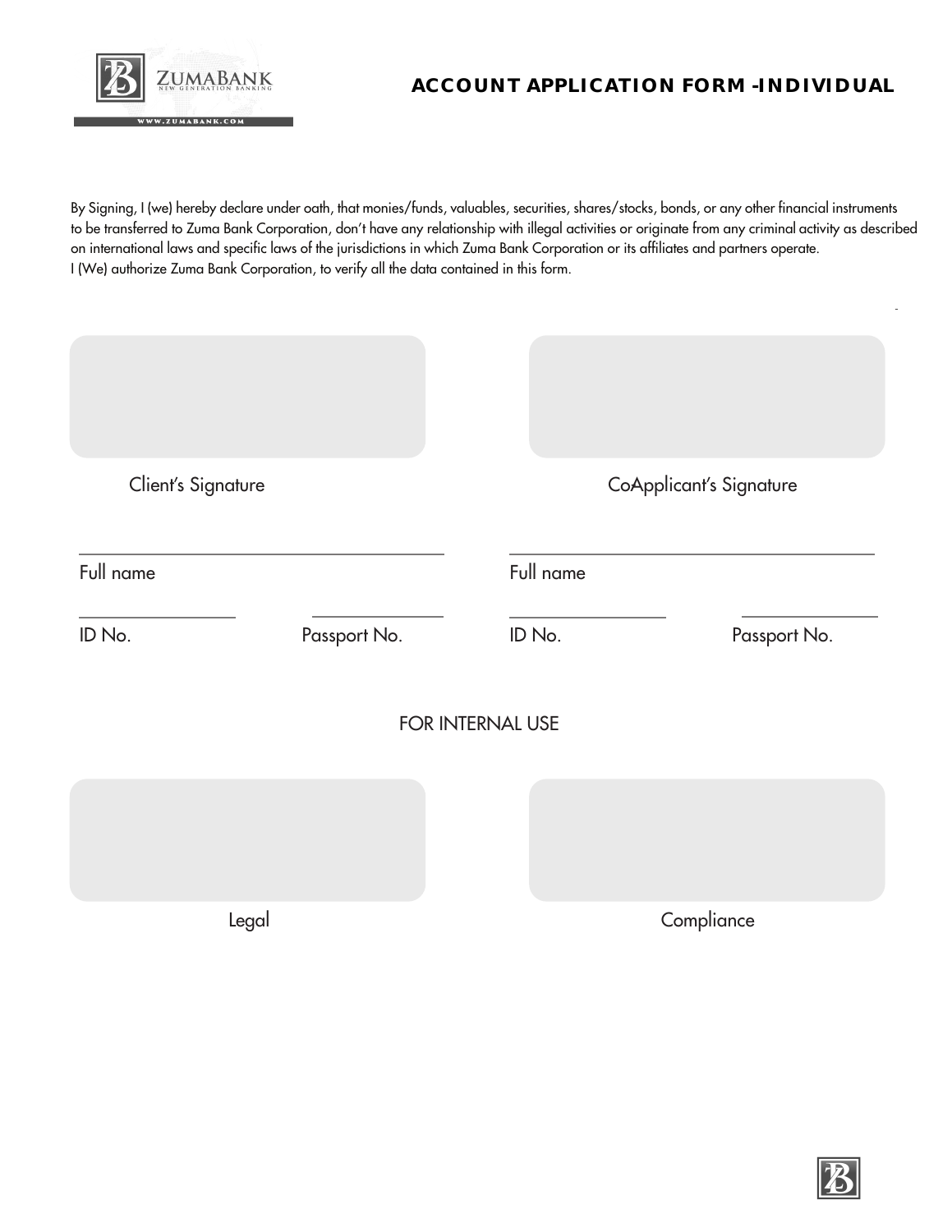ZUMABANK
NEW GENERATION BANKING
WWW.ZUMABANK.COM

# ACCOUNT APPLICATION FORM -INDIVIDUAL

By Signing, I (we) hereby declare under oath, that monies/funds, valuables, securities, shares/stocks, bonds, or any other financial instruments to be transferred to Zuma Bank Corporation, don't have any relationship with illegal activities or originate from any criminal activity as described on international laws and specific laws of the jurisdictions in which Zuma Bank Corporation or its affiliates and partners operate.
I (We) authorize Zuma Bank Corporation, to verify all the data contained in this form.

Client's Signature

CoApplicant's Signature

Full name ______________________

ID No. ____________ Passport No. ____________

Full name ______________________

ID No. ____________ Passport No. ____________

FOR INTERNAL USE

Legal

Compliance